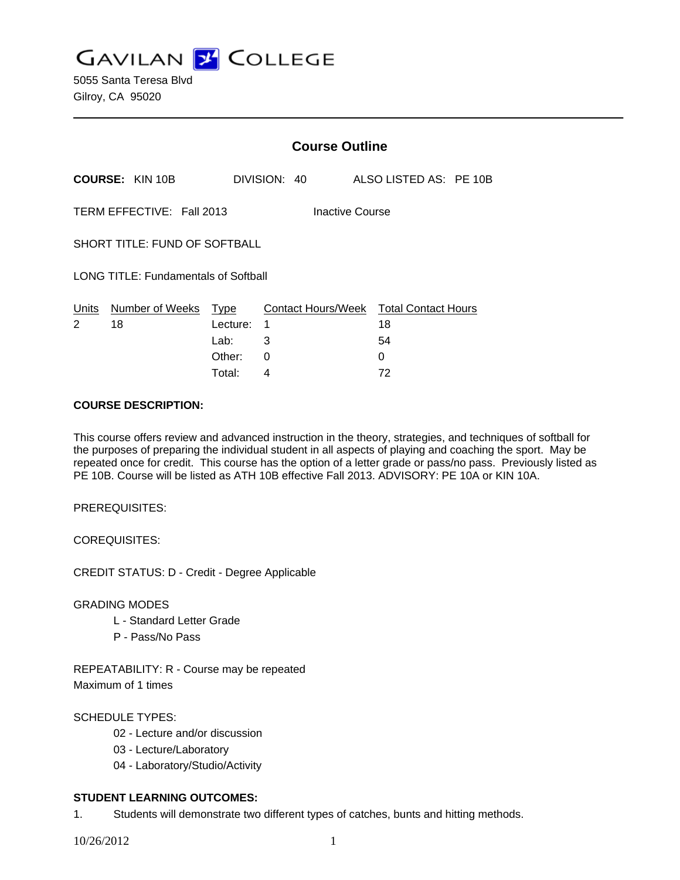GAVILAN COLLEGE

5055 Santa Teresa Blvd
Gilroy, CA 95020

## Course Outline

**COURSE:** KIN 10B DIVISION: 40 ALSO LISTED AS: PE 10B

TERM EFFECTIVE: Fall 2013 Inactive Course

SHORT TITLE: FUND OF SOFTBALL

LONG TITLE: Fundamentals of Softball

| Units | Number of Weeks | Type | Contact Hours/Week | Total Contact Hours |
|---|---|---|---|---|
| 2 | 18 | Lecture: | 1 | 18 |
| | | Lab: | 3 | 54 |
| | | Other: | 0 | 0 |
| | | Total: | 4 | 72 |

**COURSE DESCRIPTION:**

This course offers review and advanced instruction in the theory, strategies, and techniques of softball for the purposes of preparing the individual student in all aspects of playing and coaching the sport. May be repeated once for credit. This course has the option of a letter grade or pass/no pass. Previously listed as PE 10B. Course will be listed as ATH 10B effective Fall 2013. ADVISORY: PE 10A or KIN 10A.

PREREQUISITES:

COREQUISITES:

CREDIT STATUS: D - Credit - Degree Applicable

GRADING MODES

- L - Standard Letter Grade
- P - Pass/No Pass

REPEATABILITY: R - Course may be repeated
Maximum of 1 times

SCHEDULE TYPES:

- 02 - Lecture and/or discussion
- 03 - Lecture/Laboratory
- 04 - Laboratory/Studio/Activity

**STUDENT LEARNING OUTCOMES:**

1. Students will demonstrate two different types of catches, bunts and hitting methods.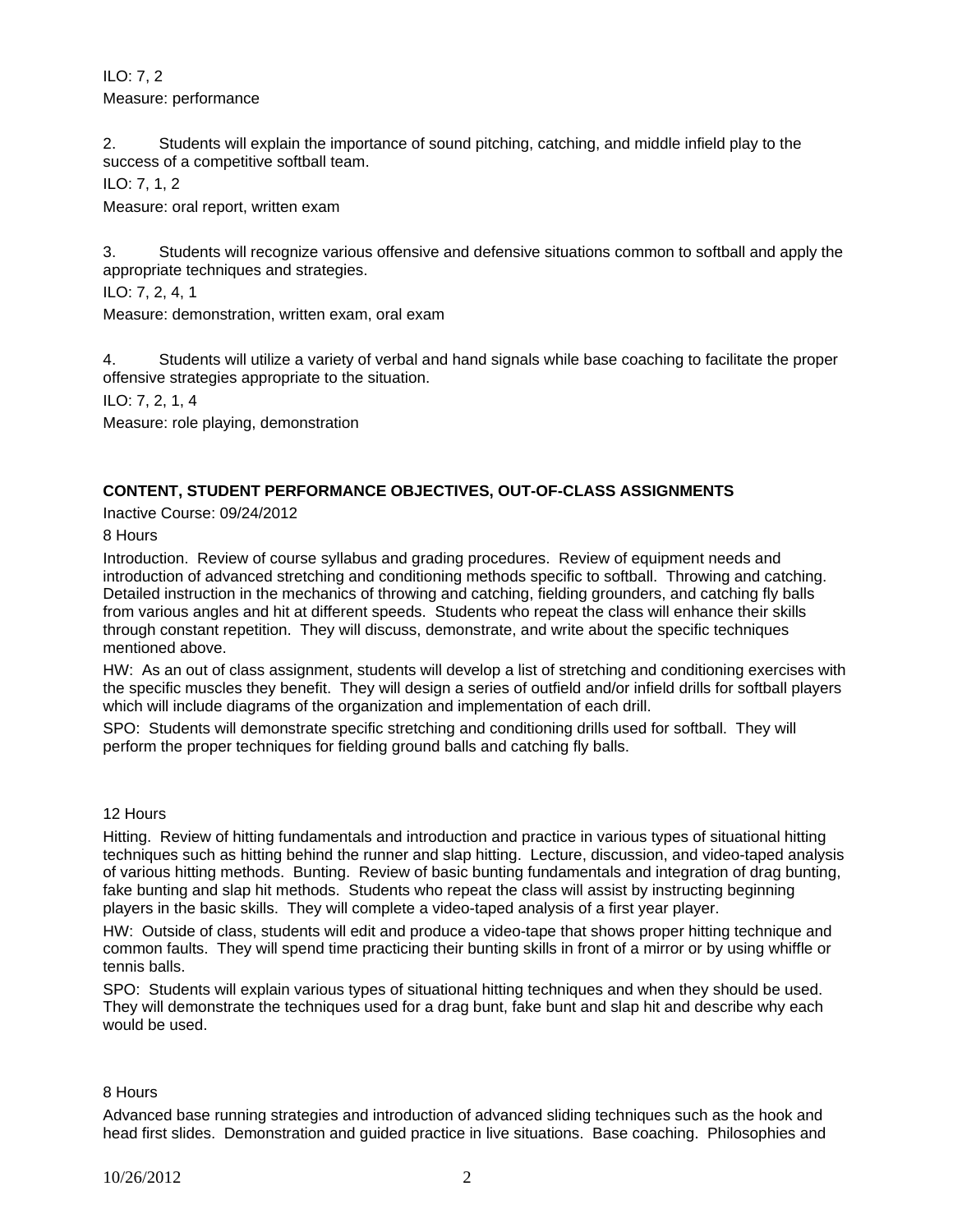ILO: 7, 2

Measure: performance

2. Students will explain the importance of sound pitching, catching, and middle infield play to the success of a competitive softball team.

ILO: 7, 1, 2

Measure: oral report, written exam

3. Students will recognize various offensive and defensive situations common to softball and apply the appropriate techniques and strategies.

ILO: 7, 2, 4, 1

Measure: demonstration, written exam, oral exam

4. Students will utilize a variety of verbal and hand signals while base coaching to facilitate the proper offensive strategies appropriate to the situation.

ILO: 7, 2, 1, 4

Measure: role playing, demonstration

**CONTENT, STUDENT PERFORMANCE OBJECTIVES, OUT-OF-CLASS ASSIGNMENTS**

Inactive Course: 09/24/2012

8 Hours

Introduction. Review of course syllabus and grading procedures. Review of equipment needs and introduction of advanced stretching and conditioning methods specific to softball. Throwing and catching. Detailed instruction in the mechanics of throwing and catching, fielding grounders, and catching fly balls from various angles and hit at different speeds. Students who repeat the class will enhance their skills through constant repetition. They will discuss, demonstrate, and write about the specific techniques mentioned above.

HW: As an out of class assignment, students will develop a list of stretching and conditioning exercises with the specific muscles they benefit. They will design a series of outfield and/or infield drills for softball players which will include diagrams of the organization and implementation of each drill.

SPO: Students will demonstrate specific stretching and conditioning drills used for softball. They will perform the proper techniques for fielding ground balls and catching fly balls.

12 Hours

Hitting. Review of hitting fundamentals and introduction and practice in various types of situational hitting techniques such as hitting behind the runner and slap hitting. Lecture, discussion, and video-taped analysis of various hitting methods. Bunting. Review of basic bunting fundamentals and integration of drag bunting, fake bunting and slap hit methods. Students who repeat the class will assist by instructing beginning players in the basic skills. They will complete a video-taped analysis of a first year player.

HW: Outside of class, students will edit and produce a video-tape that shows proper hitting technique and common faults. They will spend time practicing their bunting skills in front of a mirror or by using whiffle or tennis balls.

SPO: Students will explain various types of situational hitting techniques and when they should be used. They will demonstrate the techniques used for a drag bunt, fake bunt and slap hit and describe why each would be used.

8 Hours

Advanced base running strategies and introduction of advanced sliding techniques such as the hook and head first slides. Demonstration and guided practice in live situations. Base coaching. Philosophies and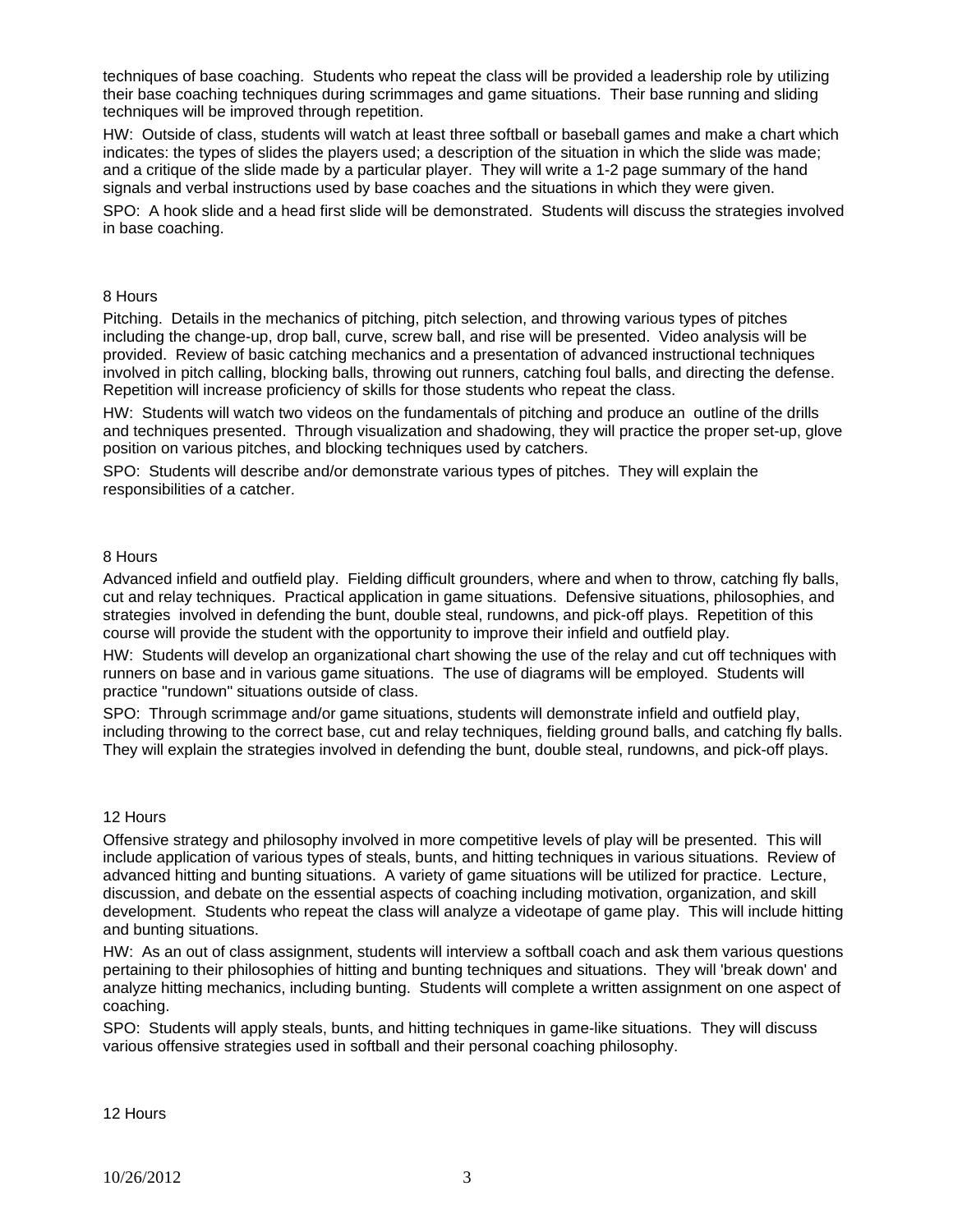techniques of base coaching. Students who repeat the class will be provided a leadership role by utilizing their base coaching techniques during scrimmages and game situations. Their base running and sliding techniques will be improved through repetition.

HW: Outside of class, students will watch at least three softball or baseball games and make a chart which indicates: the types of slides the players used; a description of the situation in which the slide was made; and a critique of the slide made by a particular player. They will write a 1-2 page summary of the hand signals and verbal instructions used by base coaches and the situations in which they were given.

SPO: A hook slide and a head first slide will be demonstrated. Students will discuss the strategies involved in base coaching.

8 Hours

Pitching. Details in the mechanics of pitching, pitch selection, and throwing various types of pitches including the change-up, drop ball, curve, screw ball, and rise will be presented. Video analysis will be provided. Review of basic catching mechanics and a presentation of advanced instructional techniques involved in pitch calling, blocking balls, throwing out runners, catching foul balls, and directing the defense. Repetition will increase proficiency of skills for those students who repeat the class.

HW: Students will watch two videos on the fundamentals of pitching and produce an outline of the drills and techniques presented. Through visualization and shadowing, they will practice the proper set-up, glove position on various pitches, and blocking techniques used by catchers.

SPO: Students will describe and/or demonstrate various types of pitches. They will explain the responsibilities of a catcher.

8 Hours

Advanced infield and outfield play. Fielding difficult grounders, where and when to throw, catching fly balls, cut and relay techniques. Practical application in game situations. Defensive situations, philosophies, and strategies involved in defending the bunt, double steal, rundowns, and pick-off plays. Repetition of this course will provide the student with the opportunity to improve their infield and outfield play.

HW: Students will develop an organizational chart showing the use of the relay and cut off techniques with runners on base and in various game situations. The use of diagrams will be employed. Students will practice "rundown" situations outside of class.

SPO: Through scrimmage and/or game situations, students will demonstrate infield and outfield play, including throwing to the correct base, cut and relay techniques, fielding ground balls, and catching fly balls. They will explain the strategies involved in defending the bunt, double steal, rundowns, and pick-off plays.

12 Hours

Offensive strategy and philosophy involved in more competitive levels of play will be presented. This will include application of various types of steals, bunts, and hitting techniques in various situations. Review of advanced hitting and bunting situations. A variety of game situations will be utilized for practice. Lecture, discussion, and debate on the essential aspects of coaching including motivation, organization, and skill development. Students who repeat the class will analyze a videotape of game play. This will include hitting and bunting situations.

HW: As an out of class assignment, students will interview a softball coach and ask them various questions pertaining to their philosophies of hitting and bunting techniques and situations. They will 'break down' and analyze hitting mechanics, including bunting. Students will complete a written assignment on one aspect of coaching.

SPO: Students will apply steals, bunts, and hitting techniques in game-like situations. They will discuss various offensive strategies used in softball and their personal coaching philosophy.

12 Hours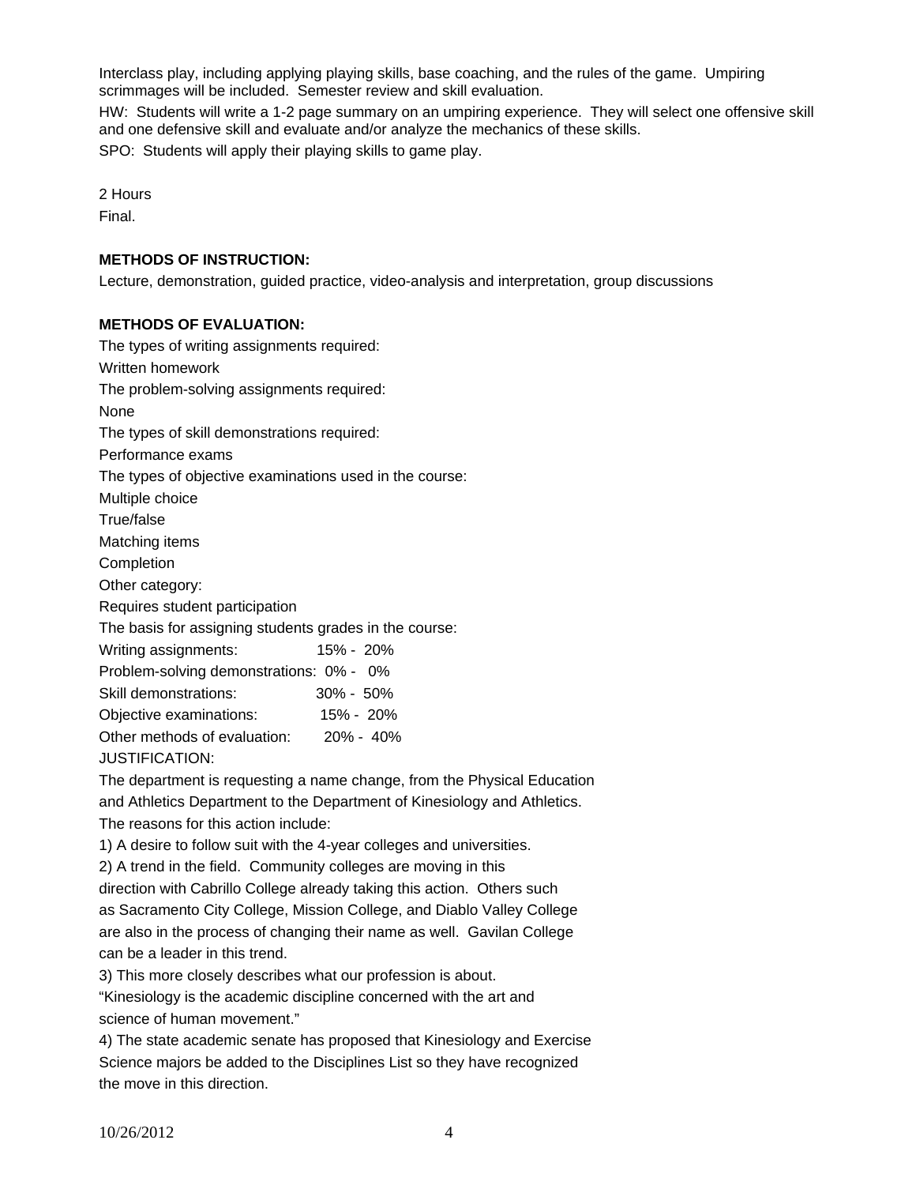Interclass play, including applying playing skills, base coaching, and the rules of the game. Umpiring scrimmages will be included. Semester review and skill evaluation.

HW: Students will write a 1-2 page summary on an umpiring experience. They will select one offensive skill and one defensive skill and evaluate and/or analyze the mechanics of these skills.

SPO: Students will apply their playing skills to game play.

2 Hours

Final.

**METHODS OF INSTRUCTION:**

Lecture, demonstration, guided practice, video-analysis and interpretation, group discussions

**METHODS OF EVALUATION:**

The types of writing assignments required:

Written homework

The problem-solving assignments required:

None

The types of skill demonstrations required:

Performance exams

The types of objective examinations used in the course:

Multiple choice

True/false

Matching items

Completion

Other category:

Requires student participation

The basis for assigning students grades in the course:

| | |
|---|---|
| Writing assignments: | 15% - 20% |
| Problem-solving demonstrations: | 0% - 0% |
| Skill demonstrations: | 30% - 50% |
| Objective examinations: | 15% - 20% |
| Other methods of evaluation: | 20% - 40% |

JUSTIFICATION:

The department is requesting a name change, from the Physical Education and Athletics Department to the Department of Kinesiology and Athletics.

The reasons for this action include:

1) A desire to follow suit with the 4-year colleges and universities.

2) A trend in the field. Community colleges are moving in this direction with Cabrillo College already taking this action. Others such as Sacramento City College, Mission College, and Diablo Valley College are also in the process of changing their name as well. Gavilan College can be a leader in this trend.

3) This more closely describes what our profession is about. “Kinesiology is the academic discipline concerned with the art and science of human movement.”

4) The state academic senate has proposed that Kinesiology and Exercise Science majors be added to the Disciplines List so they have recognized the move in this direction.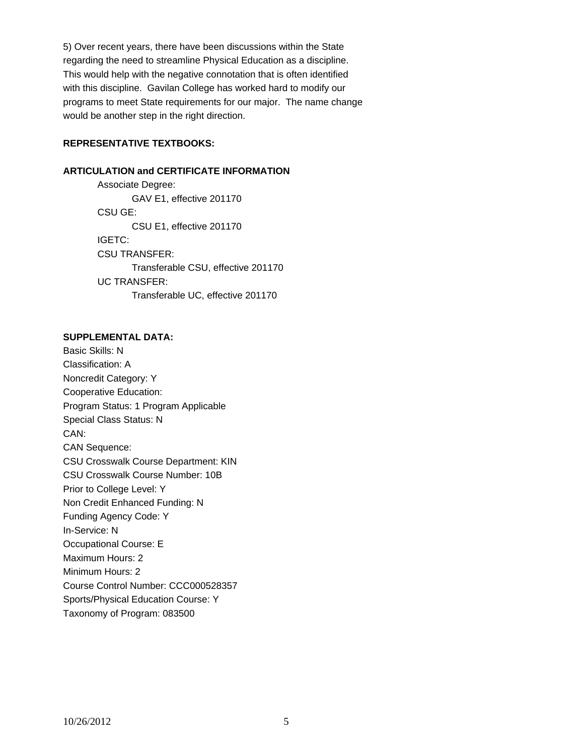5) Over recent years, there have been discussions within the State regarding the need to streamline Physical Education as a discipline. This would help with the negative connotation that is often identified with this discipline. Gavilan College has worked hard to modify our programs to meet State requirements for our major. The name change would be another step in the right direction.

**REPRESENTATIVE TEXTBOOKS:**

**ARTICULATION and CERTIFICATE INFORMATION**

Associate Degree:
 GAV E1, effective 201170
CSU GE:
 CSU E1, effective 201170
IGETC:
CSU TRANSFER:
 Transferable CSU, effective 201170
UC TRANSFER:
 Transferable UC, effective 201170

**SUPPLEMENTAL DATA:**

Basic Skills: N
Classification: A
Noncredit Category: Y
Cooperative Education:
Program Status: 1 Program Applicable
Special Class Status: N
CAN:
CAN Sequence:
CSU Crosswalk Course Department: KIN
CSU Crosswalk Course Number: 10B
Prior to College Level: Y
Non Credit Enhanced Funding: N
Funding Agency Code: Y
In-Service: N
Occupational Course: E
Maximum Hours: 2
Minimum Hours: 2
Course Control Number: CCC000528357
Sports/Physical Education Course: Y
Taxonomy of Program: 083500